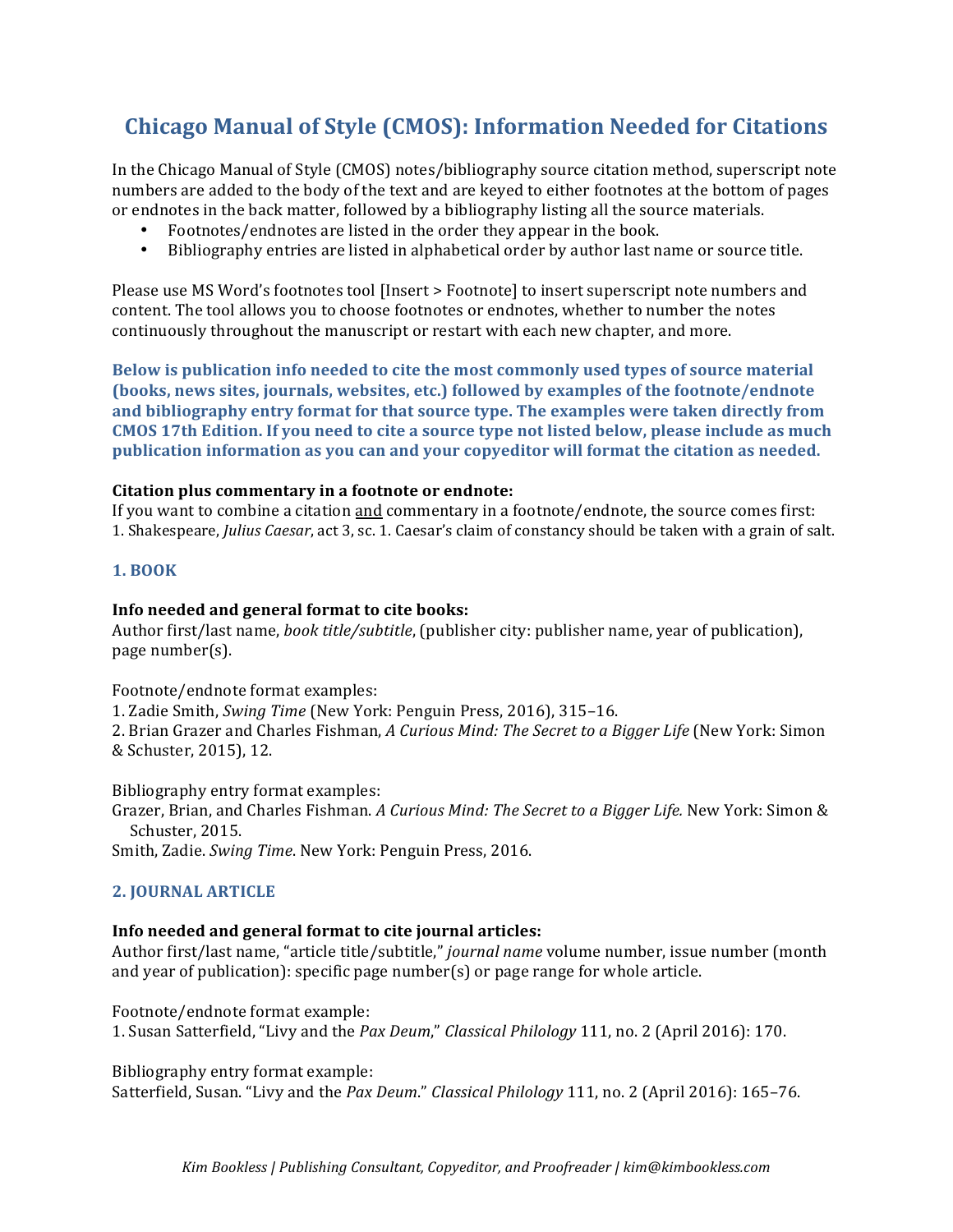# Chicago Manual of Style (CMOS): Information Needed for Citations

In the Chicago Manual of Style (CMOS) notes/bibliography source citation method, superscript note numbers are added to the body of the text and are keyed to either footnotes at the bottom of pages or endnotes in the back matter, followed by a bibliography listing all the source materials.

- Footnotes/endnotes are listed in the order they appear in the book.
- Bibliography entries are listed in alphabetical order by author last name or source title.

Please use MS Word's footnotes tool [Insert > Footnote] to insert superscript note numbers and content. The tool allows you to choose footnotes or endnotes, whether to number the notes continuously throughout the manuscript or restart with each new chapter, and more.

**Below is publication info needed to cite the most commonly used types of source material (books, news sites, journals, websites, etc.) followed by examples of the footnote/endnote and bibliography entry format for that source type. The examples were taken directly from CMOS 17th Edition. If you need to cite a source type not listed below, please include as much publication information as you can and your copyeditor will format the citation as needed.**

**Citation plus commentary in a footnote or endnote:**
If you want to combine a citation <u>and</u> commentary in a footnote/endnote, the source comes first:
1. Shakespeare, *Julius Caesar*, act 3, sc. 1. Caesar's claim of constancy should be taken with a grain of salt.

### 1. BOOK

**Info needed and general format to cite books:**
Author first/last name, *book title/subtitle*, (publisher city: publisher name, year of publication), page number(s).

Footnote/endnote format examples:
1. Zadie Smith, *Swing Time* (New York: Penguin Press, 2016), 315–16.
2. Brian Grazer and Charles Fishman, *A Curious Mind: The Secret to a Bigger Life* (New York: Simon & Schuster, 2015), 12.

Bibliography entry format examples:
Grazer, Brian, and Charles Fishman. *A Curious Mind: The Secret to a Bigger Life.* New York: Simon & Schuster, 2015.
Smith, Zadie. *Swing Time*. New York: Penguin Press, 2016.

### 2. JOURNAL ARTICLE

**Info needed and general format to cite journal articles:**
Author first/last name, "article title/subtitle," *journal name* volume number, issue number (month and year of publication): specific page number(s) or page range for whole article.

Footnote/endnote format example:
1. Susan Satterfield, "Livy and the *Pax Deum*," *Classical Philology* 111, no. 2 (April 2016): 170.

Bibliography entry format example:
Satterfield, Susan. "Livy and the *Pax Deum*." *Classical Philology* 111, no. 2 (April 2016): 165–76.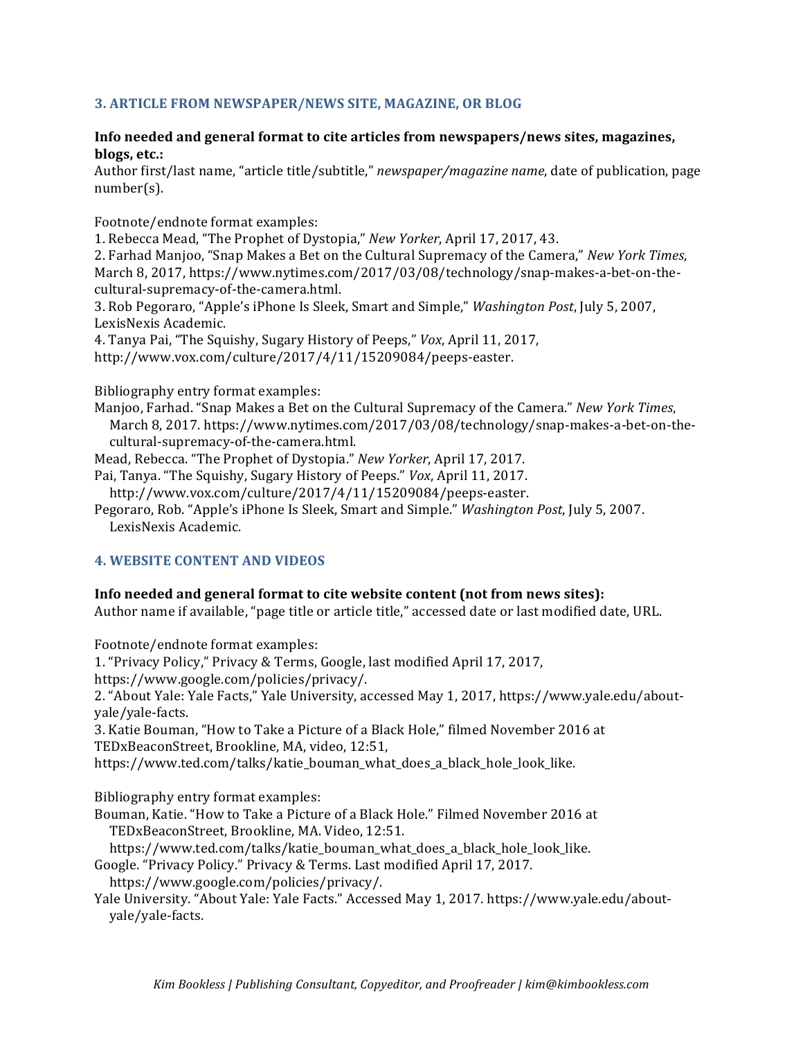## 3. ARTICLE FROM NEWSPAPER/NEWS SITE, MAGAZINE, OR BLOG

**Info needed and general format to cite articles from newspapers/news sites, magazines, blogs, etc.:**
Author first/last name, "article title/subtitle," *newspaper/magazine name*, date of publication, page number(s).

Footnote/endnote format examples:
1. Rebecca Mead, "The Prophet of Dystopia," *New Yorker*, April 17, 2017, 43.
2. Farhad Manjoo, "Snap Makes a Bet on the Cultural Supremacy of the Camera," *New York Times*, March 8, 2017, https://www.nytimes.com/2017/03/08/technology/snap-makes-a-bet-on-the-cultural-supremacy-of-the-camera.html.
3. Rob Pegoraro, "Apple's iPhone Is Sleek, Smart and Simple," *Washington Post*, July 5, 2007, LexisNexis Academic.
4. Tanya Pai, "The Squishy, Sugary History of Peeps," *Vox*, April 11, 2017, http://www.vox.com/culture/2017/4/11/15209084/peeps-easter.

Bibliography entry format examples:
Manjoo, Farhad. "Snap Makes a Bet on the Cultural Supremacy of the Camera." *New York Times*, March 8, 2017. https://www.nytimes.com/2017/03/08/technology/snap-makes-a-bet-on-the-cultural-supremacy-of-the-camera.html.
Mead, Rebecca. "The Prophet of Dystopia." *New Yorker*, April 17, 2017.
Pai, Tanya. "The Squishy, Sugary History of Peeps." *Vox*, April 11, 2017. http://www.vox.com/culture/2017/4/11/15209084/peeps-easter.
Pegoraro, Rob. "Apple's iPhone Is Sleek, Smart and Simple." *Washington Post*, July 5, 2007. LexisNexis Academic.

## 4. WEBSITE CONTENT AND VIDEOS

**Info needed and general format to cite website content (not from news sites):**
Author name if available, "page title or article title," accessed date or last modified date, URL.

Footnote/endnote format examples:
1. "Privacy Policy," Privacy & Terms, Google, last modified April 17, 2017, https://www.google.com/policies/privacy/.
2. "About Yale: Yale Facts," Yale University, accessed May 1, 2017, https://www.yale.edu/about-yale/yale-facts.
3. Katie Bouman, "How to Take a Picture of a Black Hole," filmed November 2016 at TEDxBeaconStreet, Brookline, MA, video, 12:51, https://www.ted.com/talks/katie_bouman_what_does_a_black_hole_look_like.

Bibliography entry format examples:
Bouman, Katie. "How to Take a Picture of a Black Hole." Filmed November 2016 at TEDxBeaconStreet, Brookline, MA. Video, 12:51. https://www.ted.com/talks/katie_bouman_what_does_a_black_hole_look_like.
Google. "Privacy Policy." Privacy & Terms. Last modified April 17, 2017. https://www.google.com/policies/privacy/.
Yale University. "About Yale: Yale Facts." Accessed May 1, 2017. https://www.yale.edu/about-yale/yale-facts.